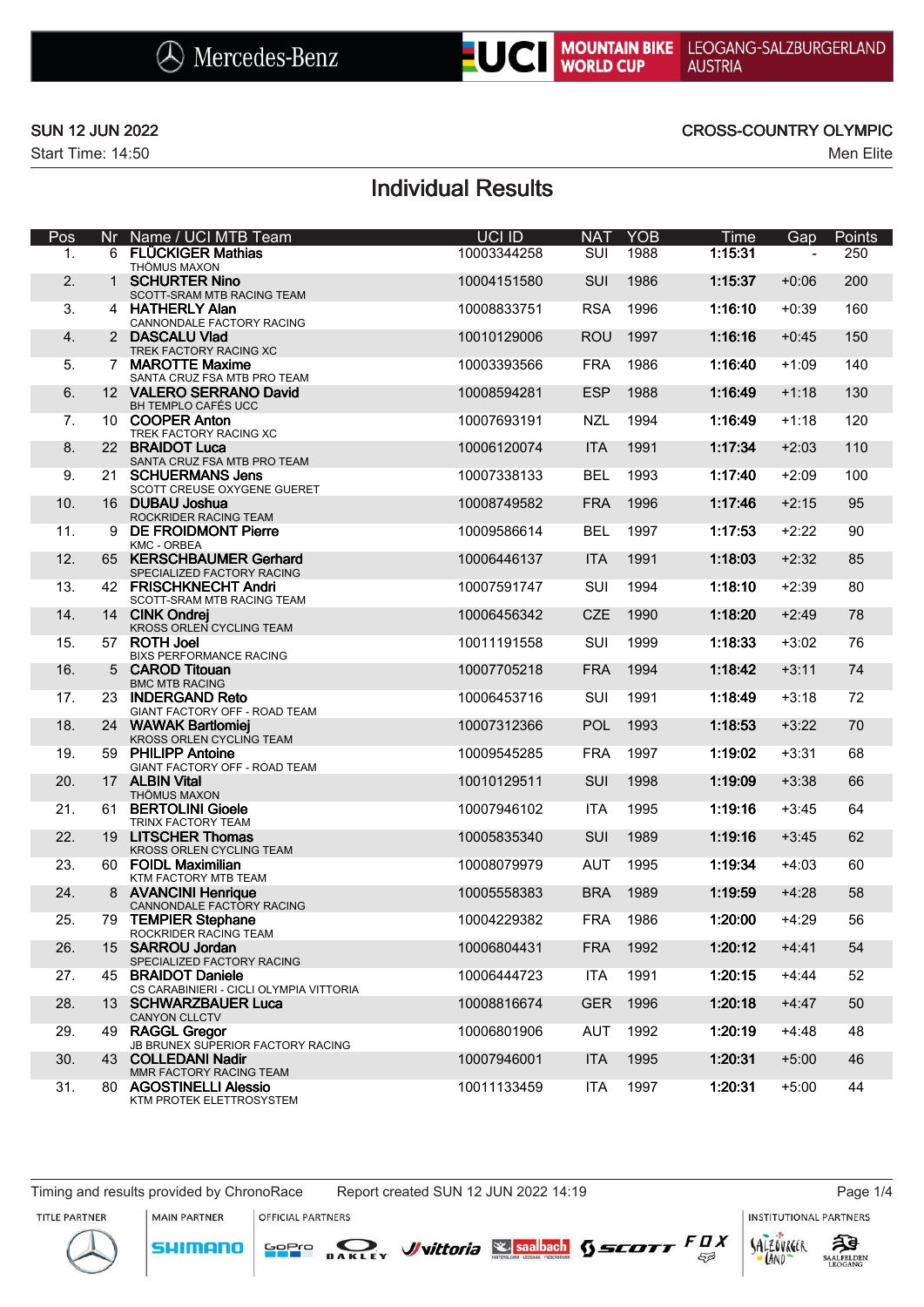Mercedes-Benz | UCI MOUNTAIN BIKE WORLD CUP | LEOGANG-SALZBURGERLAND AUSTRIA

SUN 12 JUN 2022

Start Time: 14:50

CROSS-COUNTRY OLYMPIC

Men Elite

# Individual Results

| Pos | Nr | Name / UCI MTB Team | UCI ID | NAT | YOB | Time | Gap | Points |
|---|---|---|---|---|---|---|---|---|
| 1. | 6 | **FLÜCKIGER Mathias**<br>THÖMUS MAXON | 10003344258 | SUI | 1988 | **1:15:31** | - | 250 |
| 2. | 1 | **SCHURTER Nino**<br>SCOTT-SRAM MTB RACING TEAM | 10004151580 | SUI | 1986 | **1:15:37** | +0:06 | 200 |
| 3. | 4 | **HATHERLY Alan**<br>CANNONDALE FACTORY RACING | 10008833751 | RSA | 1996 | **1:16:10** | +0:39 | 160 |
| 4. | 2 | **DASCALU Vlad**<br>TREK FACTORY RACING XC | 10010129006 | ROU | 1997 | **1:16:16** | +0:45 | 150 |
| 5. | 7 | **MAROTTE Maxime**<br>SANTA CRUZ FSA MTB PRO TEAM | 10003393566 | FRA | 1986 | **1:16:40** | +1:09 | 140 |
| 6. | 12 | **VALERO SERRANO David**<br>BH TEMPLO CAFÉS UCC | 10008594281 | ESP | 1988 | **1:16:49** | +1:18 | 130 |
| 7. | 10 | **COOPER Anton**<br>TREK FACTORY RACING XC | 10007693191 | NZL | 1994 | **1:16:49** | +1:18 | 120 |
| 8. | 22 | **BRAIDOT Luca**<br>SANTA CRUZ FSA MTB PRO TEAM | 10006120074 | ITA | 1991 | **1:17:34** | +2:03 | 110 |
| 9. | 21 | **SCHUERMANS Jens**<br>SCOTT CREUSE OXYGENE GUERET | 10007338133 | BEL | 1993 | **1:17:40** | +2:09 | 100 |
| 10. | 16 | **DUBAU Joshua**<br>ROCKRIDER RACING TEAM | 10008749582 | FRA | 1996 | **1:17:46** | +2:15 | 95 |
| 11. | 9 | **DE FROIDMONT Pierre**<br>KMC - ORBEA | 10009586614 | BEL | 1997 | **1:17:53** | +2:22 | 90 |
| 12. | 65 | **KERSCHBAUMER Gerhard**<br>SPECIALIZED FACTORY RACING | 10006446137 | ITA | 1991 | **1:18:03** | +2:32 | 85 |
| 13. | 42 | **FRISCHKNECHT Andri**<br>SCOTT-SRAM MTB RACING TEAM | 10007591747 | SUI | 1994 | **1:18:10** | +2:39 | 80 |
| 14. | 14 | **CINK Ondrej**<br>KROSS ORLEN CYCLING TEAM | 10006456342 | CZE | 1990 | **1:18:20** | +2:49 | 78 |
| 15. | 57 | **ROTH Joel**<br>BIXS PERFORMANCE RACING | 10011191558 | SUI | 1999 | **1:18:33** | +3:02 | 76 |
| 16. | 5 | **CAROD Titouan**<br>BMC MTB RACING | 10007705218 | FRA | 1994 | **1:18:42** | +3:11 | 74 |
| 17. | 23 | **INDERGAND Reto**<br>GIANT FACTORY OFF - ROAD TEAM | 10006453716 | SUI | 1991 | **1:18:49** | +3:18 | 72 |
| 18. | 24 | **WAWAK Bartlomiej**<br>KROSS ORLEN CYCLING TEAM | 10007312366 | POL | 1993 | **1:18:53** | +3:22 | 70 |
| 19. | 59 | **PHILIPP Antoine**<br>GIANT FACTORY OFF - ROAD TEAM | 10009545285 | FRA | 1997 | **1:19:02** | +3:31 | 68 |
| 20. | 17 | **ALBIN Vital**<br>THÖMUS MAXON | 10010129511 | SUI | 1998 | **1:19:09** | +3:38 | 66 |
| 21. | 61 | **BERTOLINI Gioele**<br>TRINX FACTORY TEAM | 10007946102 | ITA | 1995 | **1:19:16** | +3:45 | 64 |
| 22. | 19 | **LITSCHER Thomas**<br>KROSS ORLEN CYCLING TEAM | 10005835340 | SUI | 1989 | **1:19:16** | +3:45 | 62 |
| 23. | 60 | **FOIDL Maximilian**<br>KTM FACTORY MTB TEAM | 10008079979 | AUT | 1995 | **1:19:34** | +4:03 | 60 |
| 24. | 8 | **AVANCINI Henrique**<br>CANNONDALE FACTORY RACING | 10005558383 | BRA | 1989 | **1:19:59** | +4:28 | 58 |
| 25. | 79 | **TEMPIER Stephane**<br>ROCKRIDER RACING TEAM | 10004229382 | FRA | 1986 | **1:20:00** | +4:29 | 56 |
| 26. | 15 | **SARROU Jordan**<br>SPECIALIZED FACTORY RACING | 10006804431 | FRA | 1992 | **1:20:12** | +4:41 | 54 |
| 27. | 45 | **BRAIDOT Daniele**<br>CS CARABINIERI - CICLI OLYMPIA VITTORIA | 10006444723 | ITA | 1991 | **1:20:15** | +4:44 | 52 |
| 28. | 13 | **SCHWARZBAUER Luca**<br>CANYON CLLCTV | 10008816674 | GER | 1996 | **1:20:18** | +4:47 | 50 |
| 29. | 49 | **RAGGL Gregor**<br>JB BRUNEX SUPERIOR FACTORY RACING | 10006801906 | AUT | 1992 | **1:20:19** | +4:48 | 48 |
| 30. | 43 | **COLLEDANI Nadir**<br>MMR FACTORY RACING TEAM | 10007946001 | ITA | 1995 | **1:20:31** | +5:00 | 46 |
| 31. | 80 | **AGOSTINELLI Alessio**<br>KTM PROTEK ELETTROSYSTEM | 10011133459 | ITA | 1997 | **1:20:31** | +5:00 | 44 |

Timing and results provided by ChronoRace    Report created SUN 12 JUN 2022 14:19

TITLE PARTNER | MAIN PARTNER | OFFICIAL PARTNERS | INSTITUTIONAL PARTNERS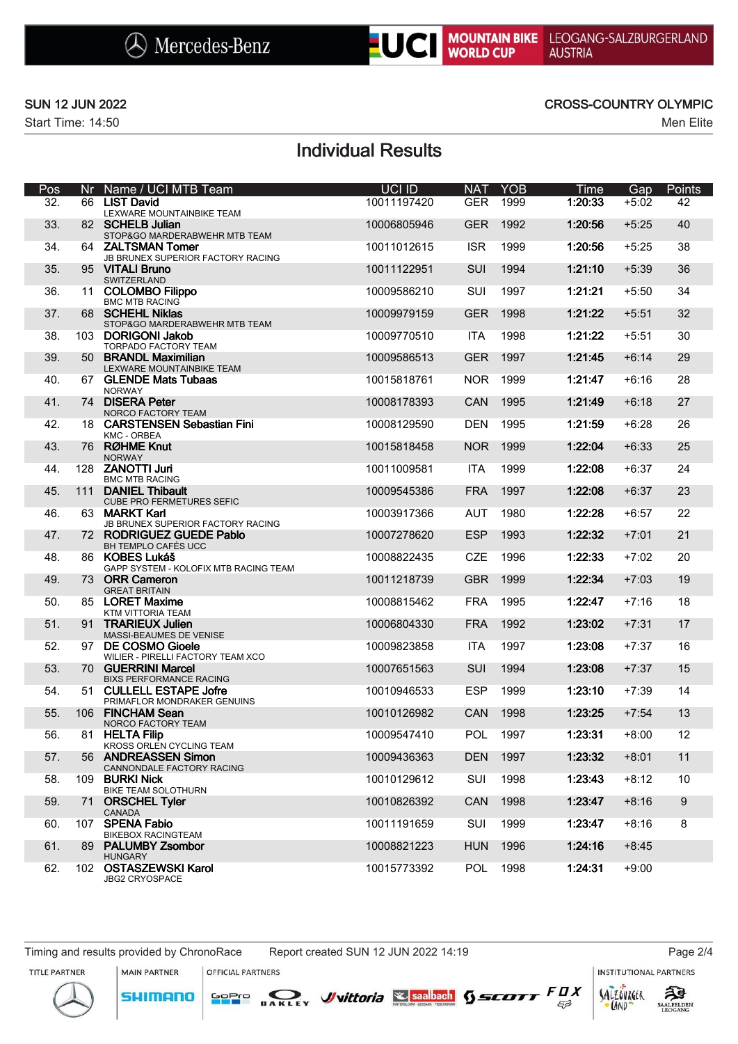SUN 12 JUN 2022

Start Time: 14:50

CROSS-COUNTRY OLYMPIC

Men Elite

# Individual Results

| Pos | Nr | Name / UCI MTB Team | UCI ID | NAT | YOB | Time | Gap | Points |
|---|---|---|---|---|---|---|---|---|
| 32. | 66 | **LIST David**<br>LEXWARE MOUNTAINBIKE TEAM | 10011197420 | GER | 1999 | **1:20:33** | +5:02 | 42 |
| 33. | 82 | **SCHELB Julian**<br>STOP&GO MARDERABWEHR MTB TEAM | 10006805946 | GER | 1992 | **1:20:56** | +5:25 | 40 |
| 34. | 64 | **ZALTSMAN Tomer**<br>JB BRUNEX SUPERIOR FACTORY RACING | 10011012615 | ISR | 1999 | **1:20:56** | +5:25 | 38 |
| 35. | 95 | **VITALI Bruno**<br>SWITZERLAND | 10011122951 | SUI | 1994 | **1:21:10** | +5:39 | 36 |
| 36. | 11 | **COLOMBO Filippo**<br>BMC MTB RACING | 10009586210 | SUI | 1997 | **1:21:21** | +5:50 | 34 |
| 37. | 68 | **SCHEHL Niklas**<br>STOP&GO MARDERABWEHR MTB TEAM | 10009979159 | GER | 1998 | **1:21:22** | +5:51 | 32 |
| 38. | 103 | **DORIGONI Jakob**<br>TORPADO FACTORY TEAM | 10009770510 | ITA | 1998 | **1:21:22** | +5:51 | 30 |
| 39. | 50 | **BRANDL Maximilian**<br>LEXWARE MOUNTAINBIKE TEAM | 10009586513 | GER | 1997 | **1:21:45** | +6:14 | 29 |
| 40. | 67 | **GLENDE Mats Tubaas**<br>NORWAY | 10015818761 | NOR | 1999 | **1:21:47** | +6:16 | 28 |
| 41. | 74 | **DISERA Peter**<br>NORCO FACTORY TEAM | 10008178393 | CAN | 1995 | **1:21:49** | +6:18 | 27 |
| 42. | 18 | **CARSTENSEN Sebastian Fini**<br>KMC - ORBEA | 10008129590 | DEN | 1995 | **1:21:59** | +6:28 | 26 |
| 43. | 76 | **RØHME Knut**<br>NORWAY | 10015818458 | NOR | 1999 | **1:22:04** | +6:33 | 25 |
| 44. | 128 | **ZANOTTI Juri**<br>BMC MTB RACING | 10011009581 | ITA | 1999 | **1:22:08** | +6:37 | 24 |
| 45. | 111 | **DANIEL Thibault**<br>CUBE PRO FERMETURES SEFIC | 10009545386 | FRA | 1997 | **1:22:08** | +6:37 | 23 |
| 46. | 63 | **MARKT Karl**<br>JB BRUNEX SUPERIOR FACTORY RACING | 10003917366 | AUT | 1980 | **1:22:28** | +6:57 | 22 |
| 47. | 72 | **RODRIGUEZ GUEDE Pablo**<br>BH TEMPLO CAFÉS UCC | 10007278620 | ESP | 1993 | **1:22:32** | +7:01 | 21 |
| 48. | 86 | **KOBES Lukáš**<br>GAPP SYSTEM - KOLOFIX MTB RACING TEAM | 10008822435 | CZE | 1996 | **1:22:33** | +7:02 | 20 |
| 49. | 73 | **ORR Cameron**<br>GREAT BRITAIN | 10011218739 | GBR | 1999 | **1:22:34** | +7:03 | 19 |
| 50. | 85 | **LORET Maxime**<br>KTM VITTORIA TEAM | 10008815462 | FRA | 1995 | **1:22:47** | +7:16 | 18 |
| 51. | 91 | **TRARIEUX Julien**<br>MASSI-BEAUMES DE VENISE | 10006804330 | FRA | 1992 | **1:23:02** | +7:31 | 17 |
| 52. | 97 | **DE COSMO Gioele**<br>WILIER - PIRELLI FACTORY TEAM XCO | 10009823858 | ITA | 1997 | **1:23:08** | +7:37 | 16 |
| 53. | 70 | **GUERRINI Marcel**<br>BIXS PERFORMANCE RACING | 10007651563 | SUI | 1994 | **1:23:08** | +7:37 | 15 |
| 54. | 51 | **CULLELL ESTAPE Jofre**<br>PRIMAFLOR MONDRAKER GENUINS | 10010946533 | ESP | 1999 | **1:23:10** | +7:39 | 14 |
| 55. | 106 | **FINCHAM Sean**<br>NORCO FACTORY TEAM | 10010126982 | CAN | 1998 | **1:23:25** | +7:54 | 13 |
| 56. | 81 | **HELTA Filip**<br>KROSS ORLEN CYCLING TEAM | 10009547410 | POL | 1997 | **1:23:31** | +8:00 | 12 |
| 57. | 56 | **ANDREASSEN Simon**<br>CANNONDALE FACTORY RACING | 10009436363 | DEN | 1997 | **1:23:32** | +8:01 | 11 |
| 58. | 109 | **BURKI Nick**<br>BIKE TEAM SOLOTHURN | 10010129612 | SUI | 1998 | **1:23:43** | +8:12 | 10 |
| 59. | 71 | **ORSCHEL Tyler**<br>CANADA | 10010826392 | CAN | 1998 | **1:23:47** | +8:16 | 9 |
| 60. | 107 | **SPENA Fabio**<br>BIKEBOX RACINGTEAM | 10011191659 | SUI | 1999 | **1:23:47** | +8:16 | 8 |
| 61. | 89 | **PALUMBY Zsombor**<br>HUNGARY | 10008821223 | HUN | 1996 | **1:24:16** | +8:45 | |
| 62. | 102 | **OSTASZEWSKI Karol**<br>JBG2 CRYOSPACE | 10015773392 | POL | 1998 | **1:24:31** | +9:00 | |

Timing and results provided by ChronoRace    Report created SUN 12 JUN 2022 14:19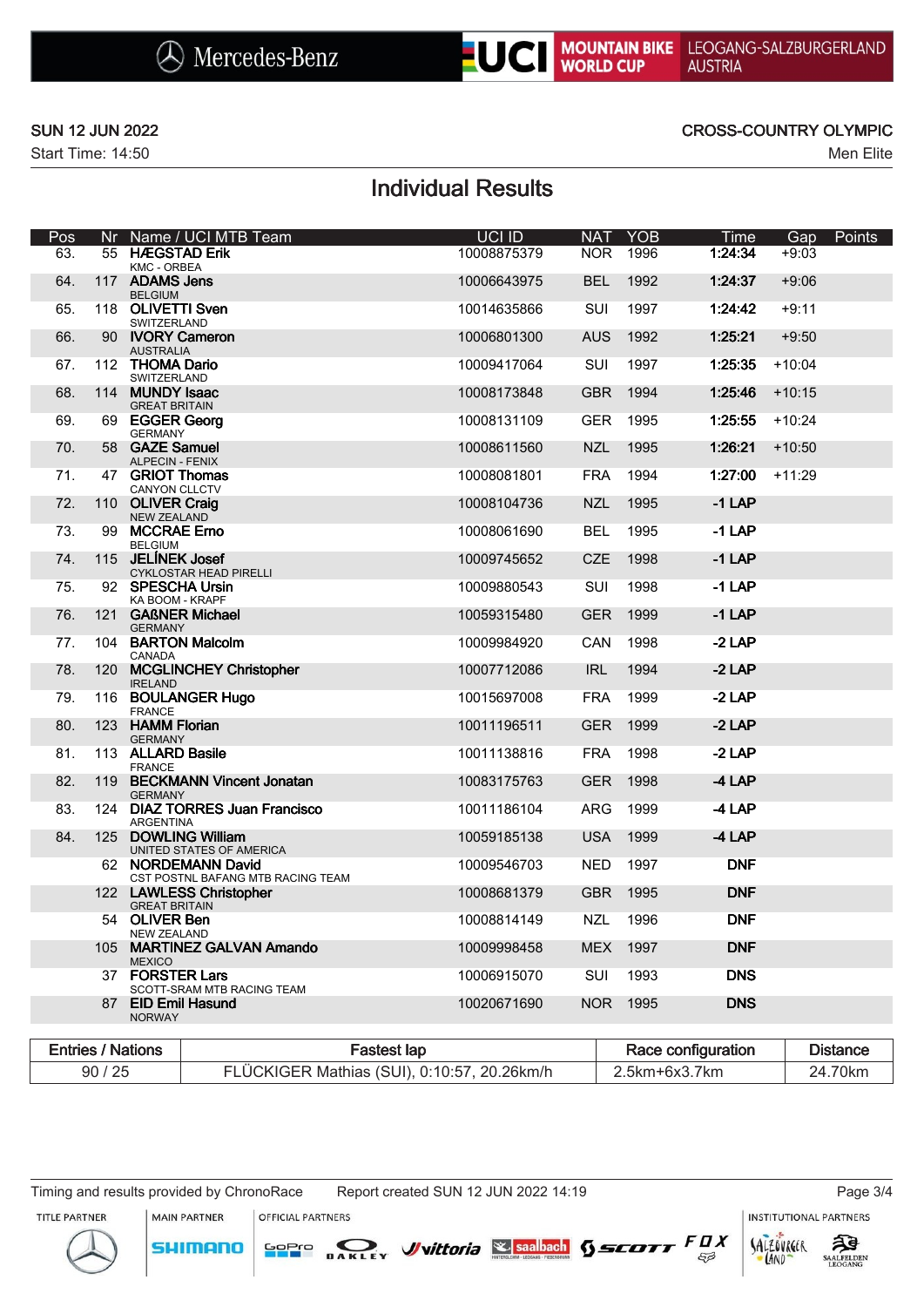SUN 12 JUN 2022

Start Time: 14:50

CROSS-COUNTRY OLYMPIC

Men Elite

# Individual Results

| Pos | Nr | Name / UCI MTB Team | UCI ID | NAT | YOB | Time | Gap | Points |
|---|---|---|---|---|---|---|---|---|
| 63. | 55 | **HÆGSTAD Erik** KMC - ORBEA | 10008875379 | NOR | 1996 | **1:24:34** | +9:03 | |
| 64. | 117 | **ADAMS Jens** BELGIUM | 10006643975 | BEL | 1992 | **1:24:37** | +9:06 | |
| 65. | 118 | **OLIVETTI Sven** SWITZERLAND | 10014635866 | SUI | 1997 | **1:24:42** | +9:11 | |
| 66. | 90 | **IVORY Cameron** AUSTRALIA | 10006801300 | AUS | 1992 | **1:25:21** | +9:50 | |
| 67. | 112 | **THOMA Dario** SWITZERLAND | 10009417064 | SUI | 1997 | **1:25:35** | +10:04 | |
| 68. | 114 | **MUNDY Isaac** GREAT BRITAIN | 10008173848 | GBR | 1994 | **1:25:46** | +10:15 | |
| 69. | 69 | **EGGER Georg** GERMANY | 10008131109 | GER | 1995 | **1:25:55** | +10:24 | |
| 70. | 58 | **GAZE Samuel** ALPECIN - FENIX | 10008611560 | NZL | 1995 | **1:26:21** | +10:50 | |
| 71. | 47 | **GRIOT Thomas** CANYON CLLCTV | 10008081801 | FRA | 1994 | **1:27:00** | +11:29 | |
| 72. | 110 | **OLIVER Craig** NEW ZEALAND | 10008104736 | NZL | 1995 | **-1 LAP** | | |
| 73. | 99 | **MCCRAE Emo** BELGIUM | 10008061690 | BEL | 1995 | **-1 LAP** | | |
| 74. | 115 | **JELÍNEK Josef** CYKLOSTAR HEAD PIRELLI | 10009745652 | CZE | 1998 | **-1 LAP** | | |
| 75. | 92 | **SPESCHA Ursin** KA BOOM - KRAPF | 10009880543 | SUI | 1998 | **-1 LAP** | | |
| 76. | 121 | **GAßNER Michael** GERMANY | 10059315480 | GER | 1999 | **-1 LAP** | | |
| 77. | 104 | **BARTON Malcolm** CANADA | 10009984920 | CAN | 1998 | **-2 LAP** | | |
| 78. | 120 | **MCGLINCHEY Christopher** IRELAND | 10007712086 | IRL | 1994 | **-2 LAP** | | |
| 79. | 116 | **BOULANGER Hugo** FRANCE | 10015697008 | FRA | 1999 | **-2 LAP** | | |
| 80. | 123 | **HAMM Florian** GERMANY | 10011196511 | GER | 1999 | **-2 LAP** | | |
| 81. | 113 | **ALLARD Basile** FRANCE | 10011138816 | FRA | 1998 | **-2 LAP** | | |
| 82. | 119 | **BECKMANN Vincent Jonatan** GERMANY | 10083175763 | GER | 1998 | **-4 LAP** | | |
| 83. | 124 | **DIAZ TORRES Juan Francisco** ARGENTINA | 10011186104 | ARG | 1999 | **-4 LAP** | | |
| 84. | 125 | **DOWLING William** UNITED STATES OF AMERICA | 10059185138 | USA | 1999 | **-4 LAP** | | |
| | 62 | **NORDEMANN David** CST POSTNL BAFANG MTB RACING TEAM | 10009546703 | NED | 1997 | **DNF** | | |
| | 122 | **LAWLESS Christopher** GREAT BRITAIN | 10008681379 | GBR | 1995 | **DNF** | | |
| | 54 | **OLIVER Ben** NEW ZEALAND | 10008814149 | NZL | 1996 | **DNF** | | |
| | 105 | **MARTINEZ GALVAN Amando** MEXICO | 10009998458 | MEX | 1997 | **DNF** | | |
| | 37 | **FORSTER Lars** SCOTT-SRAM MTB RACING TEAM | 10006915070 | SUI | 1993 | **DNS** | | |
| | 87 | **EID Emil Hasund** NORWAY | 10020671690 | NOR | 1995 | **DNS** | | |

| Entries / Nations | Fastest lap | Race configuration | Distance |
|---|---|---|---|
| 90 / 25 | FLÜCKIGER Mathias (SUI), 0:10:57, 20.26km/h | 2.5km+6x3.7km | 24.70km |

Timing and results provided by ChronoRace    Report created SUN 12 JUN 2022 14:19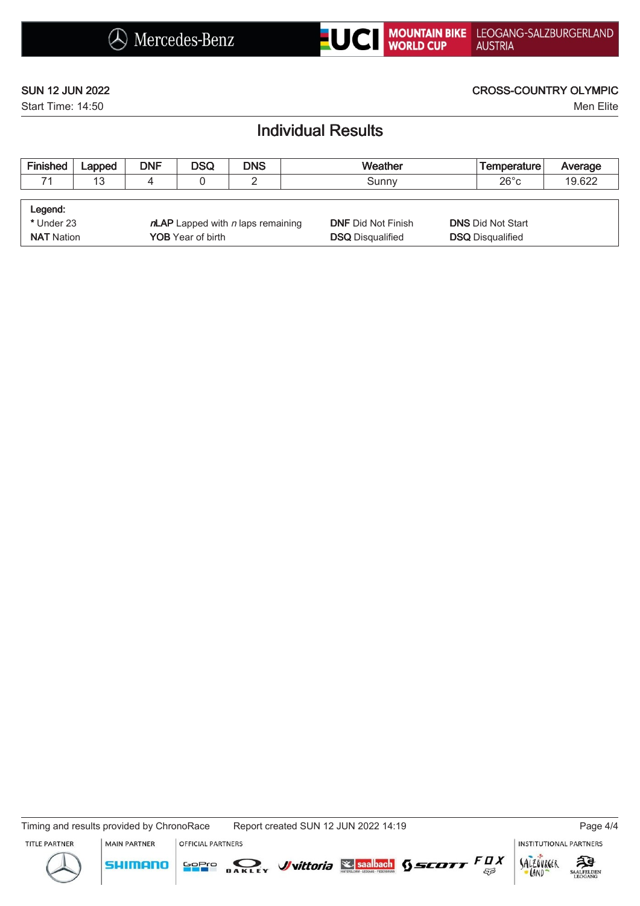SUN 12 JUN 2022

Start Time: 14:50

CROSS-COUNTRY OLYMPIC

Men Elite

# Individual Results

| Finished | Lapped | DNF | DSQ | DNS | Weather | Temperature | Average |
|---|---|---|---|---|---|---|---|
| 71 | 13 | 4 | 0 | 2 | Sunny | 26°c | 19.622 |

**Legend:**

| | | | |
|---|---|---|---|
| * Under 23 | *n*LAP Lapped with *n* laps remaining | **DNF** Did Not Finish | **DNS** Did Not Start |
| **NAT** Nation | **YOB** Year of birth | **DSQ** Disqualified | **DSQ** Disqualified |

Timing and results provided by ChronoRace    Report created SUN 12 JUN 2022 14:19